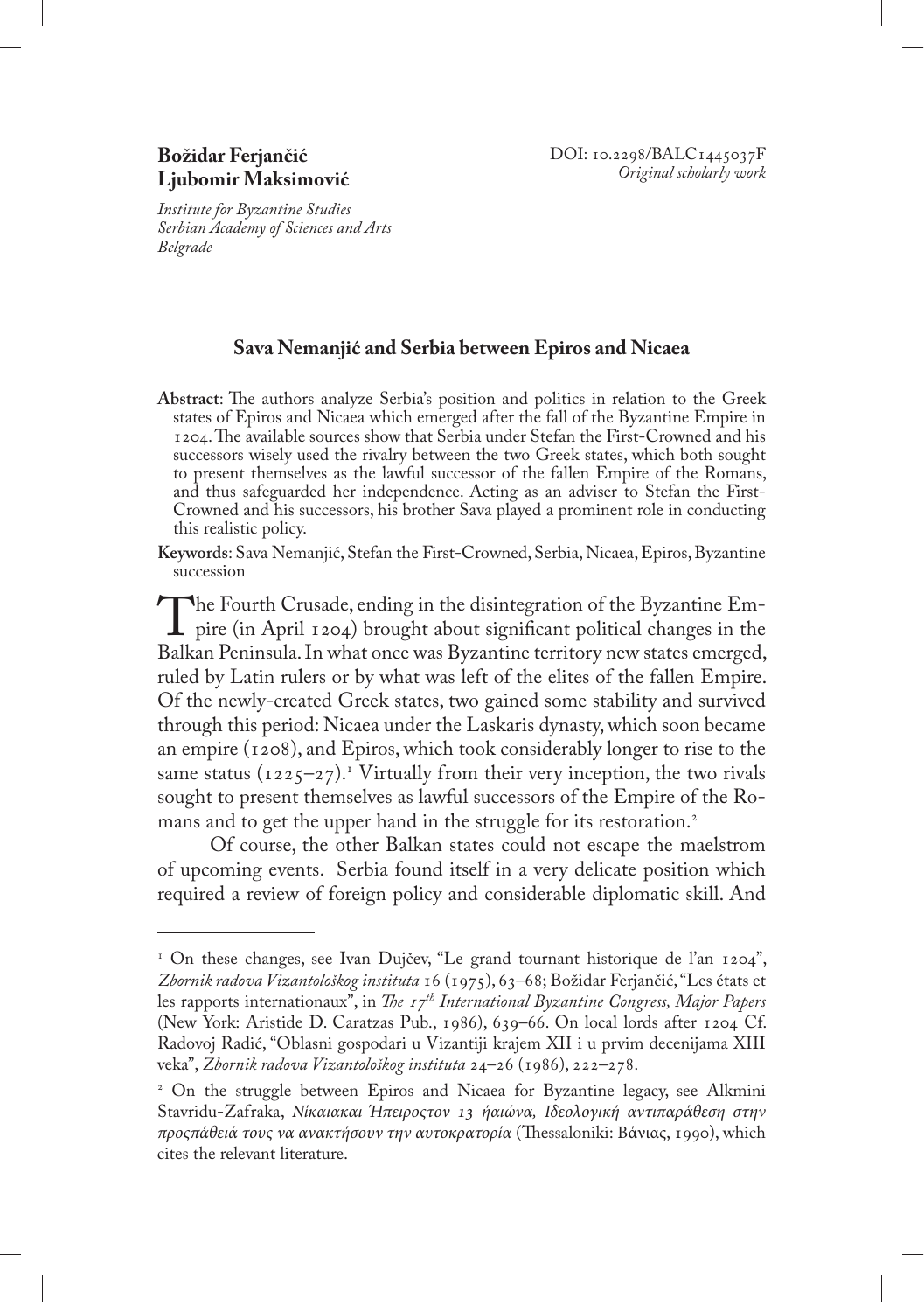**Božidar Ferjančić**
**Ljubomir Maksimović**

*Institute for Byzantine Studies*
*Serbian Academy of Sciences and Arts*
*Belgrade*

DOI: 10.2298/BALC1445037F
*Original scholarly work*

## Sava Nemanjić and Serbia between Epiros and Nicaea

**Abstract**: The authors analyze Serbia's position and politics in relation to the Greek states of Epiros and Nicaea which emerged after the fall of the Byzantine Empire in 1204. The available sources show that Serbia under Stefan the First-Crowned and his successors wisely used the rivalry between the two Greek states, which both sought to present themselves as the lawful successor of the fallen Empire of the Romans, and thus safeguarded her independence. Acting as an adviser to Stefan the First-Crowned and his successors, his brother Sava played a prominent role in conducting this realistic policy.

**Keywords**: Sava Nemanjić, Stefan the First-Crowned, Serbia, Nicaea, Epiros, Byzantine succession

The Fourth Crusade, ending in the disintegration of the Byzantine Empire (in April 1204) brought about significant political changes in the Balkan Peninsula. In what once was Byzantine territory new states emerged, ruled by Latin rulers or by what was left of the elites of the fallen Empire. Of the newly-created Greek states, two gained some stability and survived through this period: Nicaea under the Laskaris dynasty, which soon became an empire (1208), and Epiros, which took considerably longer to rise to the same status (1225–27).[1] Virtually from their very inception, the two rivals sought to present themselves as lawful successors of the Empire of the Romans and to get the upper hand in the struggle for its restoration.[2]

Of course, the other Balkan states could not escape the maelstrom of upcoming events. Serbia found itself in a very delicate position which required a review of foreign policy and considerable diplomatic skill. And

---

[1] On these changes, see Ivan Dujčev, "Le grand tournant historique de l'an 1204", *Zbornik radova Vizantološkog instituta* 16 (1975), 63–68; Božidar Ferjančić, "Les états et les rapports internationaux", in *The 17th International Byzantine Congress, Major Papers* (New York: Aristide D. Caratzas Pub., 1986), 639–66. On local lords after 1204 Cf. Radovoj Radić, "Oblasni gospodari u Vizantiji krajem XII i u prvim decenijama XIII veka", *Zbornik radova Vizantološkog instituta* 24–26 (1986), 222–278.

[2] On the struggle between Epiros and Nicaea for Byzantine legacy, see Alkmini Stavridu-Zafraka, *Νίκαιακαι Ήπειροςτον 13 ήαιώνα, Ιδεολογική αντιπαράθεση στην προσπάθειά τους να ανακτήσουν την αυτοκρατορία* (Thessaloniki: Βάνιας, 1990), which cites the relevant literature.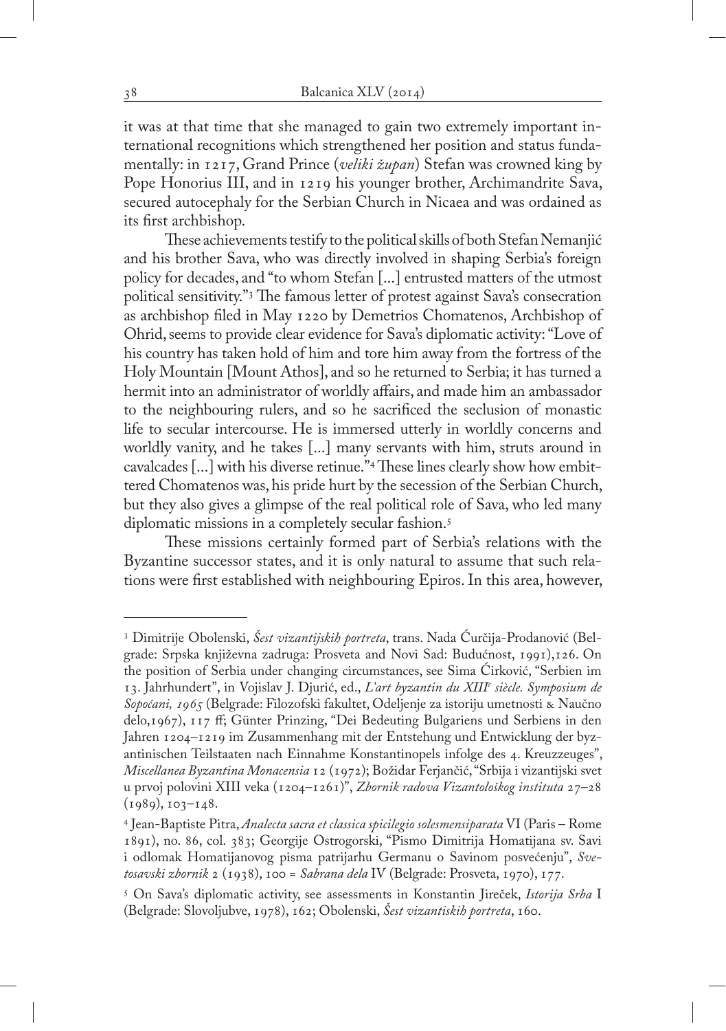it was at that time that she managed to gain two extremely important international recognitions which strengthened her position and status fundamentally: in 1217, Grand Prince (*veliki župan*) Stefan was crowned king by Pope Honorius III, and in 1219 his younger brother, Archimandrite Sava, secured autocephaly for the Serbian Church in Nicaea and was ordained as its first archbishop.

These achievements testify to the political skills of both Stefan Nemanjić and his brother Sava, who was directly involved in shaping Serbia's foreign policy for decades, and "to whom Stefan [...] entrusted matters of the utmost political sensitivity."[3] The famous letter of protest against Sava's consecration as archbishop filed in May 1220 by Demetrios Chomatenos, Archbishop of Ohrid, seems to provide clear evidence for Sava's diplomatic activity: "Love of his country has taken hold of him and tore him away from the fortress of the Holy Mountain [Mount Athos], and so he returned to Serbia; it has turned a hermit into an administrator of worldly affairs, and made him an ambassador to the neighbouring rulers, and so he sacrificed the seclusion of monastic life to secular intercourse. He is immersed utterly in worldly concerns and worldly vanity, and he takes [...] many servants with him, struts around in cavalcades [...] with his diverse retinue."[4] These lines clearly show how embittered Chomatenos was, his pride hurt by the secession of the Serbian Church, but they also gives a glimpse of the real political role of Sava, who led many diplomatic missions in a completely secular fashion.[5]

These missions certainly formed part of Serbia's relations with the Byzantine successor states, and it is only natural to assume that such relations were first established with neighbouring Epiros. In this area, however,

---

[3] Dimitrije Obolenski, *Šest vizantijskih portreta*, trans. Nada Ćurčija-Prodanović (Belgrade: Srpska književna zadruga: Prosveta and Novi Sad: Budućnost, 1991),126. On the position of Serbia under changing circumstances, see Sima Ćirković, "Serbien im 13. Jahrhundert", in Vojislav J. Djurić, ed., *L'art byzantin du XIII[e] siècle. Symposium de Sopoćani, 1965* (Belgrade: Filozofski fakultet, Odeljenje za istoriju umetnosti & Naučno delo,1967), 117 ff; Günter Prinzing, "Dei Bedeuting Bulgariens und Serbiens in den Jahren 1204–1219 im Zusammenhang mit der Entstehung und Entwicklung der byzantinischen Teilstaaten nach Einnahme Konstantinopels infolge des 4. Kreuzzeuges", *Miscellanea Byzantina Monacensia* 12 (1972); Božidar Ferjančić, "Srbija i vizantijski svet u prvoj polovini XIII veka (1204–1261)", *Zbornik radova Vizantološkog instituta* 27–28 (1989), 103–148.

[4] Jean-Baptiste Pitra, *Analecta sacra et classica spicilegio solesmensiparata* VI (Paris – Rome 1891), no. 86, col. 383; Georgije Ostrogorski, "Pismo Dimitrija Homatijana sv. Savi i odlomak Homatijanovog pisma patrijarhu Germanu o Savinom posvećenju", *Svetosavski zbornik* 2 (1938), 100 = *Sabrana dela* IV (Belgrade: Prosveta, 1970), 177.

[5] On Sava's diplomatic activity, see assessments in Konstantin Jireček, *Istorija Srba* I (Belgrade: Slovoljubve, 1978), 162; Obolenski, *Šest vizantiskih portreta*, 160.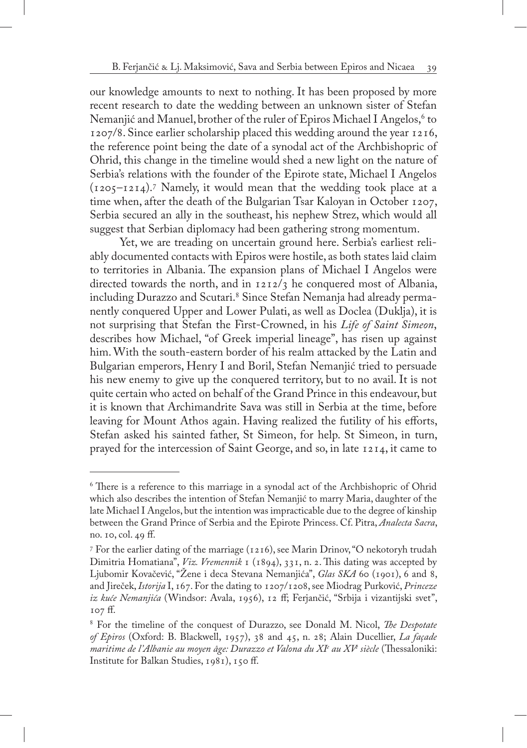our knowledge amounts to next to nothing. It has been proposed by more recent research to date the wedding between an unknown sister of Stefan Nemanjić and Manuel, brother of the ruler of Epiros Michael I Angelos,[6] to 1207/8. Since earlier scholarship placed this wedding around the year 1216, the reference point being the date of a synodal act of the Archbishopric of Ohrid, this change in the timeline would shed a new light on the nature of Serbia's relations with the founder of the Epirote state, Michael I Angelos (1205–1214).[7] Namely, it would mean that the wedding took place at a time when, after the death of the Bulgarian Tsar Kaloyan in October 1207, Serbia secured an ally in the southeast, his nephew Strez, which would all suggest that Serbian diplomacy had been gathering strong momentum.

Yet, we are treading on uncertain ground here. Serbia's earliest reliably documented contacts with Epiros were hostile, as both states laid claim to territories in Albania. The expansion plans of Michael I Angelos were directed towards the north, and in 1212/3 he conquered most of Albania, including Durazzo and Scutari.[8] Since Stefan Nemanja had already permanently conquered Upper and Lower Pulati, as well as Doclea (Duklja), it is not surprising that Stefan the First-Crowned, in his *Life of Saint Simeon*, describes how Michael, "of Greek imperial lineage", has risen up against him. With the south-eastern border of his realm attacked by the Latin and Bulgarian emperors, Henry I and Boril, Stefan Nemanjić tried to persuade his new enemy to give up the conquered territory, but to no avail. It is not quite certain who acted on behalf of the Grand Prince in this endeavour, but it is known that Archimandrite Sava was still in Serbia at the time, before leaving for Mount Athos again. Having realized the futility of his efforts, Stefan asked his sainted father, St Simeon, for help. St Simeon, in turn, prayed for the intercession of Saint George, and so, in late 1214, it came to

---

[6] There is a reference to this marriage in a synodal act of the Archbishopric of Ohrid which also describes the intention of Stefan Nemanjić to marry Maria, daughter of the late Michael I Angelos, but the intention was impracticable due to the degree of kinship between the Grand Prince of Serbia and the Epirote Princess. Cf. Pitra, *Analecta Sacra*, no. 10, col. 49 ff.

[7] For the earlier dating of the marriage (1216), see Marin Drinov, "O nekotoryh trudah Dimitria Homatiana", *Viz. Vremennik* 1 (1894), 331, n. 2. This dating was accepted by Ljubomir Kovačević, "Žene i deca Stevana Nemanjića", *Glas SKA* 60 (1901), 6 and 8, and Jireček, *Istorija* I, 167. For the dating to 1207/1208, see Miodrag Purković, *Princeze iz kuće Nemanjića* (Windsor: Avala, 1956), 12 ff; Ferjančić, "Srbija i vizantijski svet", 107 ff.

[8] For the timeline of the conquest of Durazzo, see Donald M. Nicol, *The Despotate of Epiros* (Oxford: B. Blackwell, 1957), 38 and 45, n. 28; Alain Ducellier, *La façade maritime de l'Albanie au moyen âge: Durazzo et Valona du XI^e au XV^e siècle* (Thessaloniki: Institute for Balkan Studies, 1981), 150 ff.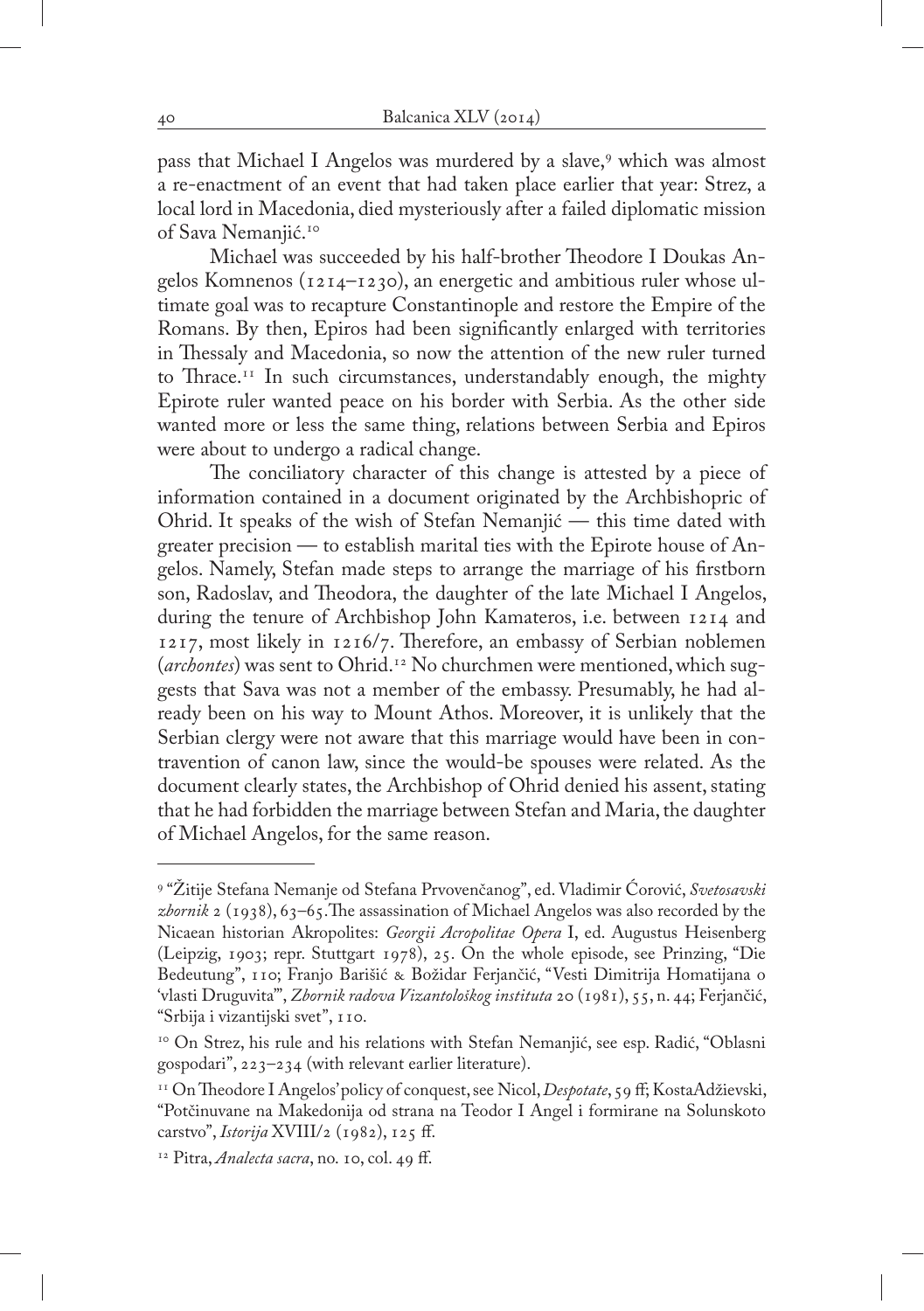pass that Michael I Angelos was murdered by a slave,[9] which was almost a re-enactment of an event that had taken place earlier that year: Strez, a local lord in Macedonia, died mysteriously after a failed diplomatic mission of Sava Nemanjić.[10]

Michael was succeeded by his half-brother Theodore I Doukas Angelos Komnenos (1214–1230), an energetic and ambitious ruler whose ultimate goal was to recapture Constantinople and restore the Empire of the Romans. By then, Epiros had been significantly enlarged with territories in Thessaly and Macedonia, so now the attention of the new ruler turned to Thrace.[11] In such circumstances, understandably enough, the mighty Epirote ruler wanted peace on his border with Serbia. As the other side wanted more or less the same thing, relations between Serbia and Epiros were about to undergo a radical change.

The conciliatory character of this change is attested by a piece of information contained in a document originated by the Archbishopric of Ohrid. It speaks of the wish of Stefan Nemanjić — this time dated with greater precision — to establish marital ties with the Epirote house of Angelos. Namely, Stefan made steps to arrange the marriage of his firstborn son, Radoslav, and Theodora, the daughter of the late Michael I Angelos, during the tenure of Archbishop John Kamateros, i.e. between 1214 and 1217, most likely in 1216/7. Therefore, an embassy of Serbian noblemen (*archontes*) was sent to Ohrid.[12] No churchmen were mentioned, which suggests that Sava was not a member of the embassy. Presumably, he had already been on his way to Mount Athos. Moreover, it is unlikely that the Serbian clergy were not aware that this marriage would have been in contravention of canon law, since the would-be spouses were related. As the document clearly states, the Archbishop of Ohrid denied his assent, stating that he had forbidden the marriage between Stefan and Maria, the daughter of Michael Angelos, for the same reason.

---

[9] "Žitije Stefana Nemanje od Stefana Prvovenčanog", ed. Vladimir Ćorović, *Svetosavski zbornik* 2 (1938), 63–65. The assassination of Michael Angelos was also recorded by the Nicaean historian Akropolites: *Georgii Acropolitae Opera* I, ed. Augustus Heisenberg (Leipzig, 1903; repr. Stuttgart 1978), 25. On the whole episode, see Prinzing, "Die Bedeutung", 110; Franjo Barišić & Božidar Ferjančić, "Vesti Dimitrija Homatijana o 'vlasti Druguvita'", *Zbornik radova Vizantološkog instituta* 20 (1981), 55, n. 44; Ferjančić, "Srbija i vizantijski svet", 110.

[10] On Strez, his rule and his relations with Stefan Nemanjić, see esp. Radić, "Oblasni gospodari", 223–234 (with relevant earlier literature).

[11] On Theodore I Angelos' policy of conquest, see Nicol, *Despotate*, 59 ff; KostaAdžievski, "Potčinuvane na Makedonija od strana na Teodor I Angel i formirane na Solunskoto carstvo", *Istorija* XVIII/2 (1982), 125 ff.

[12] Pitra, *Analecta sacra*, no. 10, col. 49 ff.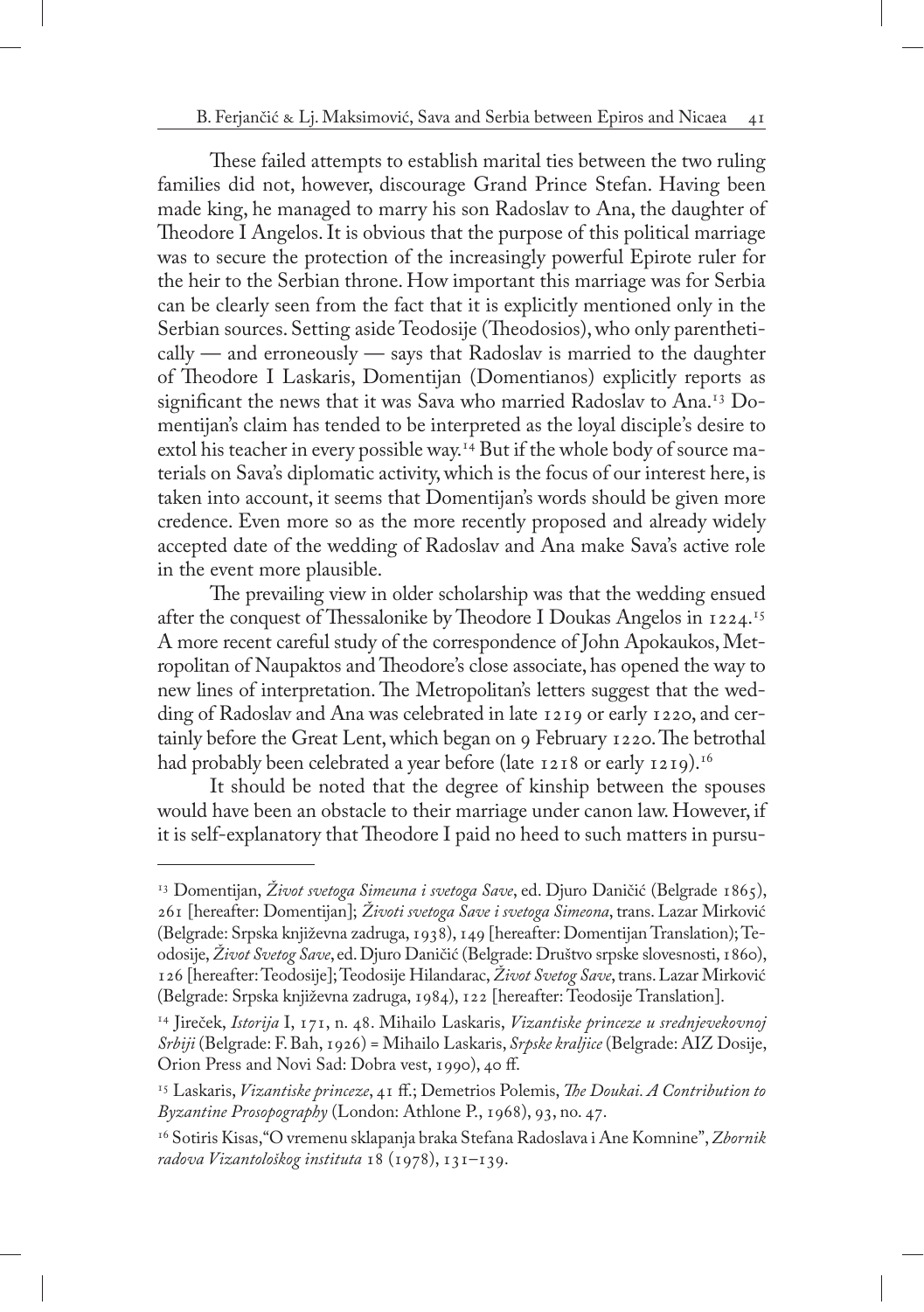These failed attempts to establish marital ties between the two ruling families did not, however, discourage Grand Prince Stefan. Having been made king, he managed to marry his son Radoslav to Ana, the daughter of Theodore I Angelos. It is obvious that the purpose of this political marriage was to secure the protection of the increasingly powerful Epirote ruler for the heir to the Serbian throne. How important this marriage was for Serbia can be clearly seen from the fact that it is explicitly mentioned only in the Serbian sources. Setting aside Teodosije (Theodosios), who only parenthetically — and erroneously — says that Radoslav is married to the daughter of Theodore I Laskaris, Domentijan (Domentianos) explicitly reports as significant the news that it was Sava who married Radoslav to Ana.[13] Domentijan's claim has tended to be interpreted as the loyal disciple's desire to extol his teacher in every possible way.[14] But if the whole body of source materials on Sava's diplomatic activity, which is the focus of our interest here, is taken into account, it seems that Domentijan's words should be given more credence. Even more so as the more recently proposed and already widely accepted date of the wedding of Radoslav and Ana make Sava's active role in the event more plausible.

The prevailing view in older scholarship was that the wedding ensued after the conquest of Thessalonike by Theodore I Doukas Angelos in 1224.[15] A more recent careful study of the correspondence of John Apokaukos, Metropolitan of Naupaktos and Theodore's close associate, has opened the way to new lines of interpretation. The Metropolitan's letters suggest that the wedding of Radoslav and Ana was celebrated in late 1219 or early 1220, and certainly before the Great Lent, which began on 9 February 1220. The betrothal had probably been celebrated a year before (late 1218 or early 1219).[16]

It should be noted that the degree of kinship between the spouses would have been an obstacle to their marriage under canon law. However, if it is self-explanatory that Theodore I paid no heed to such matters in pursu-

---

[13] Domentijan, *Život svetoga Simeuna i svetoga Save*, ed. Djuro Daničić (Belgrade 1865), 261 [hereafter: Domentijan]; *Životi svetoga Save i svetoga Simeona*, trans. Lazar Mirković (Belgrade: Srpska književna zadruga, 1938), 149 [hereafter: Domentijan Translation]; Teodosije, *Život Svetog Save*, ed. Djuro Daničić (Belgrade: Društvo srpske slovesnosti, 1860), 126 [hereafter: Teodosije]; Teodosije Hilandarac, *Život Svetog Save*, trans. Lazar Mirković (Belgrade: Srpska književna zadruga, 1984), 122 [hereafter: Teodosije Translation].

[14] Jireček, *Istorija* I, 171, n. 48. Mihailo Laskaris, *Vizantiske princeze u srednjevekovnoj Srbiji* (Belgrade: F. Bah, 1926) = Mihailo Laskaris, *Srpske kraljice* (Belgrade: AIZ Dosije, Orion Press and Novi Sad: Dobra vest, 1990), 40 ff.

[15] Laskaris, *Vizantiske princeze*, 41 ff.; Demetrios Polemis, *The Doukai. A Contribution to Byzantine Prosopography* (London: Athlone P., 1968), 93, no. 47.

[16] Sotiris Kisas, "O vremenu sklapanja braka Stefana Radoslava i Ane Komnine", *Zbornik radova Vizantološkog instituta* 18 (1978), 131–139.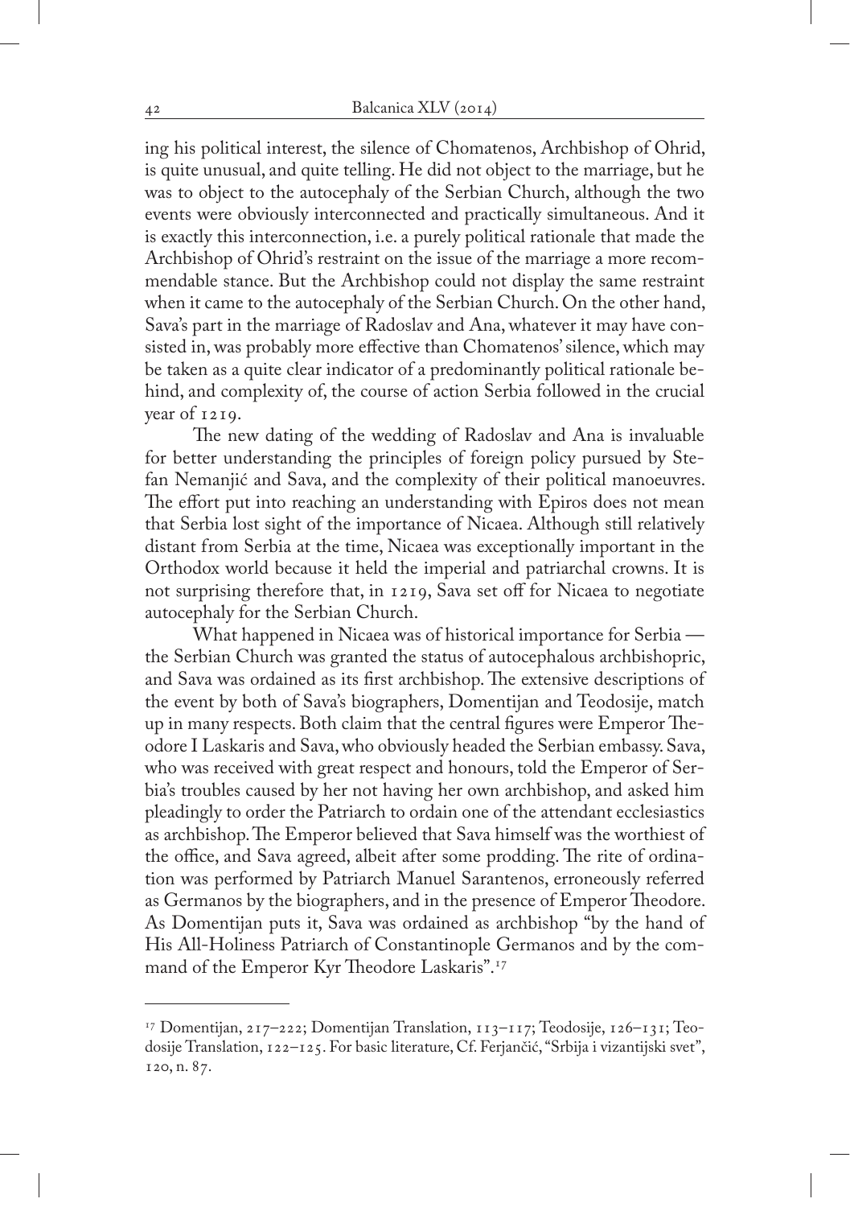ing his political interest, the silence of Chomatenos, Archbishop of Ohrid, is quite unusual, and quite telling. He did not object to the marriage, but he was to object to the autocephaly of the Serbian Church, although the two events were obviously interconnected and practically simultaneous. And it is exactly this interconnection, i.e. a purely political rationale that made the Archbishop of Ohrid's restraint on the issue of the marriage a more recommendable stance. But the Archbishop could not display the same restraint when it came to the autocephaly of the Serbian Church. On the other hand, Sava's part in the marriage of Radoslav and Ana, whatever it may have consisted in, was probably more effective than Chomatenos' silence, which may be taken as a quite clear indicator of a predominantly political rationale behind, and complexity of, the course of action Serbia followed in the crucial year of 1219.

The new dating of the wedding of Radoslav and Ana is invaluable for better understanding the principles of foreign policy pursued by Stefan Nemanjić and Sava, and the complexity of their political manoeuvres. The effort put into reaching an understanding with Epiros does not mean that Serbia lost sight of the importance of Nicaea. Although still relatively distant from Serbia at the time, Nicaea was exceptionally important in the Orthodox world because it held the imperial and patriarchal crowns. It is not surprising therefore that, in 1219, Sava set off for Nicaea to negotiate autocephaly for the Serbian Church.

What happened in Nicaea was of historical importance for Serbia — the Serbian Church was granted the status of autocephalous archbishopric, and Sava was ordained as its first archbishop. The extensive descriptions of the event by both of Sava's biographers, Domentijan and Teodosije, match up in many respects. Both claim that the central figures were Emperor Theodore I Laskaris and Sava, who obviously headed the Serbian embassy. Sava, who was received with great respect and honours, told the Emperor of Serbia's troubles caused by her not having her own archbishop, and asked him pleadingly to order the Patriarch to ordain one of the attendant ecclesiastics as archbishop. The Emperor believed that Sava himself was the worthiest of the office, and Sava agreed, albeit after some prodding. The rite of ordination was performed by Patriarch Manuel Sarantenos, erroneously referred as Germanos by the biographers, and in the presence of Emperor Theodore. As Domentijan puts it, Sava was ordained as archbishop "by the hand of His All-Holiness Patriarch of Constantinople Germanos and by the command of the Emperor Kyr Theodore Laskaris".[17]

---

[17] Domentijan, 217–222; Domentijan Translation, 113–117; Teodosije, 126–131; Teodosije Translation, 122–125. For basic literature, Cf. Ferjančić, "Srbija i vizantijski svet", 120, n. 87.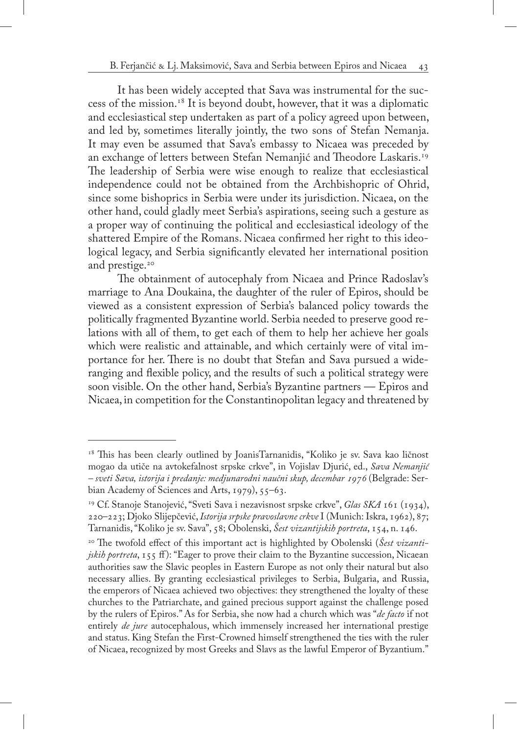It has been widely accepted that Sava was instrumental for the success of the mission.[18] It is beyond doubt, however, that it was a diplomatic and ecclesiastical step undertaken as part of a policy agreed upon between, and led by, sometimes literally jointly, the two sons of Stefan Nemanja. It may even be assumed that Sava's embassy to Nicaea was preceded by an exchange of letters between Stefan Nemanjić and Theodore Laskaris.[19] The leadership of Serbia were wise enough to realize that ecclesiastical independence could not be obtained from the Archbishopric of Ohrid, since some bishoprics in Serbia were under its jurisdiction. Nicaea, on the other hand, could gladly meet Serbia's aspirations, seeing such a gesture as a proper way of continuing the political and ecclesiastical ideology of the shattered Empire of the Romans. Nicaea confirmed her right to this ideological legacy, and Serbia significantly elevated her international position and prestige.[20]

The obtainment of autocephaly from Nicaea and Prince Radoslav's marriage to Ana Doukaina, the daughter of the ruler of Epiros, should be viewed as a consistent expression of Serbia's balanced policy towards the politically fragmented Byzantine world. Serbia needed to preserve good relations with all of them, to get each of them to help her achieve her goals which were realistic and attainable, and which certainly were of vital importance for her. There is no doubt that Stefan and Sava pursued a wide-ranging and flexible policy, and the results of such a political strategy were soon visible. On the other hand, Serbia's Byzantine partners — Epiros and Nicaea, in competition for the Constantinopolitan legacy and threatened by

---

[18] This has been clearly outlined by JoanisTarnanidis, "Koliko je sv. Sava kao ličnost mogao da utiče na avtokefalnost srpske crkve", in Vojislav Djurić, ed., *Sava Nemanjić – sveti Sava, istorija i predanje: medjunarodni naučni skup, decembar 1976* (Belgrade: Serbian Academy of Sciences and Arts, 1979), 55–63.

[19] Cf. Stanoje Stanojević, "Sveti Sava i nezavisnost srpske crkve", *Glas SKA* 161 (1934), 220–223; Djoko Slijepčević, *Istorija srpske pravoslavne crkve* I (Munich: Iskra, 1962), 87; Tarnanidis, "Koliko je sv. Sava", 58; Obolenski, *Šest vizantijskih portreta*, 154, n. 146.

[20] The twofold effect of this important act is highlighted by Obolenski (*Šest vizantijskih portreta*, 155 ff): "Eager to prove their claim to the Byzantine succession, Nicaean authorities saw the Slavic peoples in Eastern Europe as not only their natural but also necessary allies. By granting ecclesiastical privileges to Serbia, Bulgaria, and Russia, the emperors of Nicaea achieved two objectives: they strengthened the loyalty of these churches to the Patriarchate, and gained precious support against the challenge posed by the rulers of Epiros." As for Serbia, she now had a church which was "*de facto* if not entirely *de jure* autocephalous, which immensely increased her international prestige and status. King Stefan the First-Crowned himself strengthened the ties with the ruler of Nicaea, recognized by most Greeks and Slavs as the lawful Emperor of Byzantium."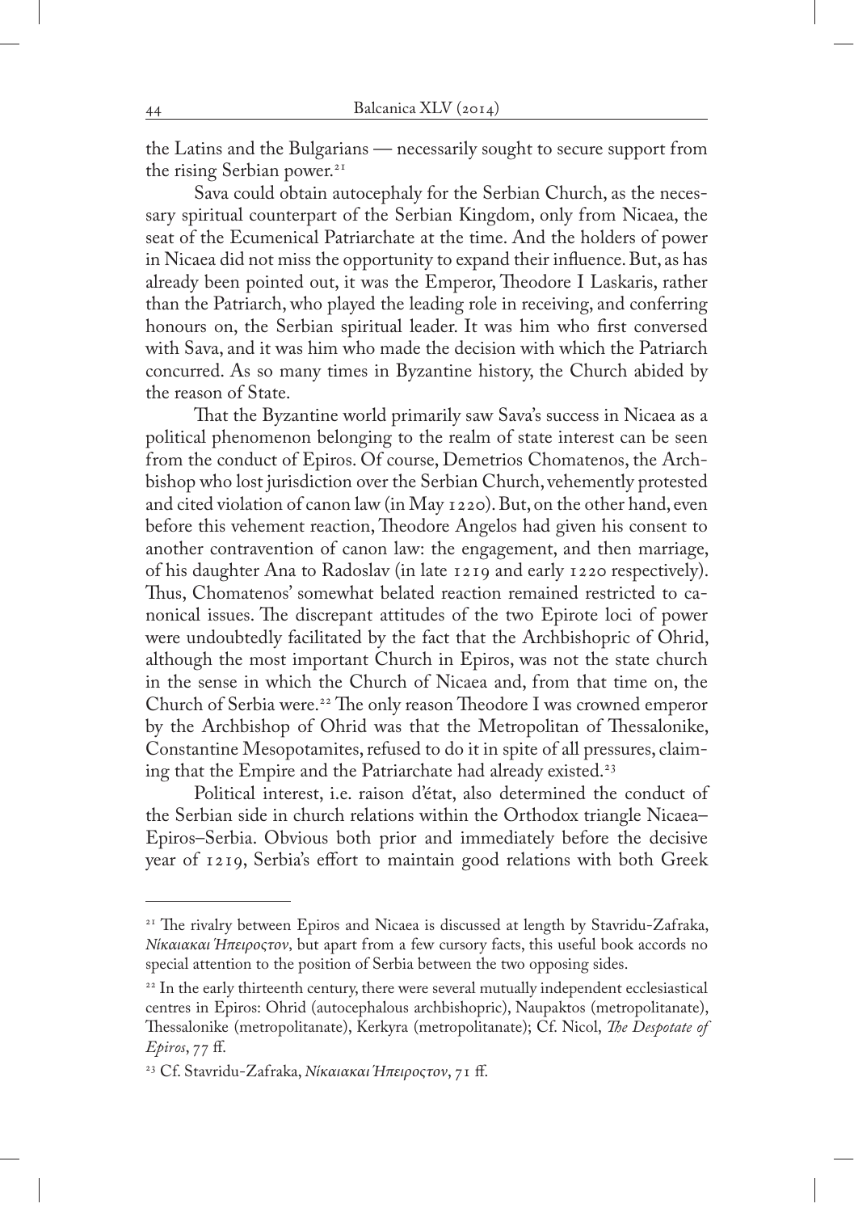the Latins and the Bulgarians — necessarily sought to secure support from the rising Serbian power.[21]

Sava could obtain autocephaly for the Serbian Church, as the necessary spiritual counterpart of the Serbian Kingdom, only from Nicaea, the seat of the Ecumenical Patriarchate at the time. And the holders of power in Nicaea did not miss the opportunity to expand their influence. But, as has already been pointed out, it was the Emperor, Theodore I Laskaris, rather than the Patriarch, who played the leading role in receiving, and conferring honours on, the Serbian spiritual leader. It was him who first conversed with Sava, and it was him who made the decision with which the Patriarch concurred. As so many times in Byzantine history, the Church abided by the reason of State.

That the Byzantine world primarily saw Sava's success in Nicaea as a political phenomenon belonging to the realm of state interest can be seen from the conduct of Epiros. Of course, Demetrios Chomatenos, the Archbishop who lost jurisdiction over the Serbian Church, vehemently protested and cited violation of canon law (in May 1220). But, on the other hand, even before this vehement reaction, Theodore Angelos had given his consent to another contravention of canon law: the engagement, and then marriage, of his daughter Ana to Radoslav (in late 1219 and early 1220 respectively). Thus, Chomatenos' somewhat belated reaction remained restricted to canonical issues. The discrepant attitudes of the two Epirote loci of power were undoubtedly facilitated by the fact that the Archbishopric of Ohrid, although the most important Church in Epiros, was not the state church in the sense in which the Church of Nicaea and, from that time on, the Church of Serbia were.[22] The only reason Theodore I was crowned emperor by the Archbishop of Ohrid was that the Metropolitan of Thessalonike, Constantine Mesopotamites, refused to do it in spite of all pressures, claiming that the Empire and the Patriarchate had already existed.[23]

Political interest, i.e. raison d'état, also determined the conduct of the Serbian side in church relations within the Orthodox triangle Nicaea–Epiros–Serbia. Obvious both prior and immediately before the decisive year of 1219, Serbia's effort to maintain good relations with both Greek

---

[21] The rivalry between Epiros and Nicaea is discussed at length by Stavridu-Zafraka, *Νίκαιακαι Ήπειροςτον*, but apart from a few cursory facts, this useful book accords no special attention to the position of Serbia between the two opposing sides.

[22] In the early thirteenth century, there were several mutually independent ecclesiastical centres in Epiros: Ohrid (autocephalous archbishopric), Naupaktos (metropolitanate), Thessalonike (metropolitanate), Kerkyra (metropolitanate); Cf. Nicol, *The Despotate of Epiros*, 77 ff.

[23] Cf. Stavridu-Zafraka, *Νίκαιακαι Ήπειροςτον*, 71 ff.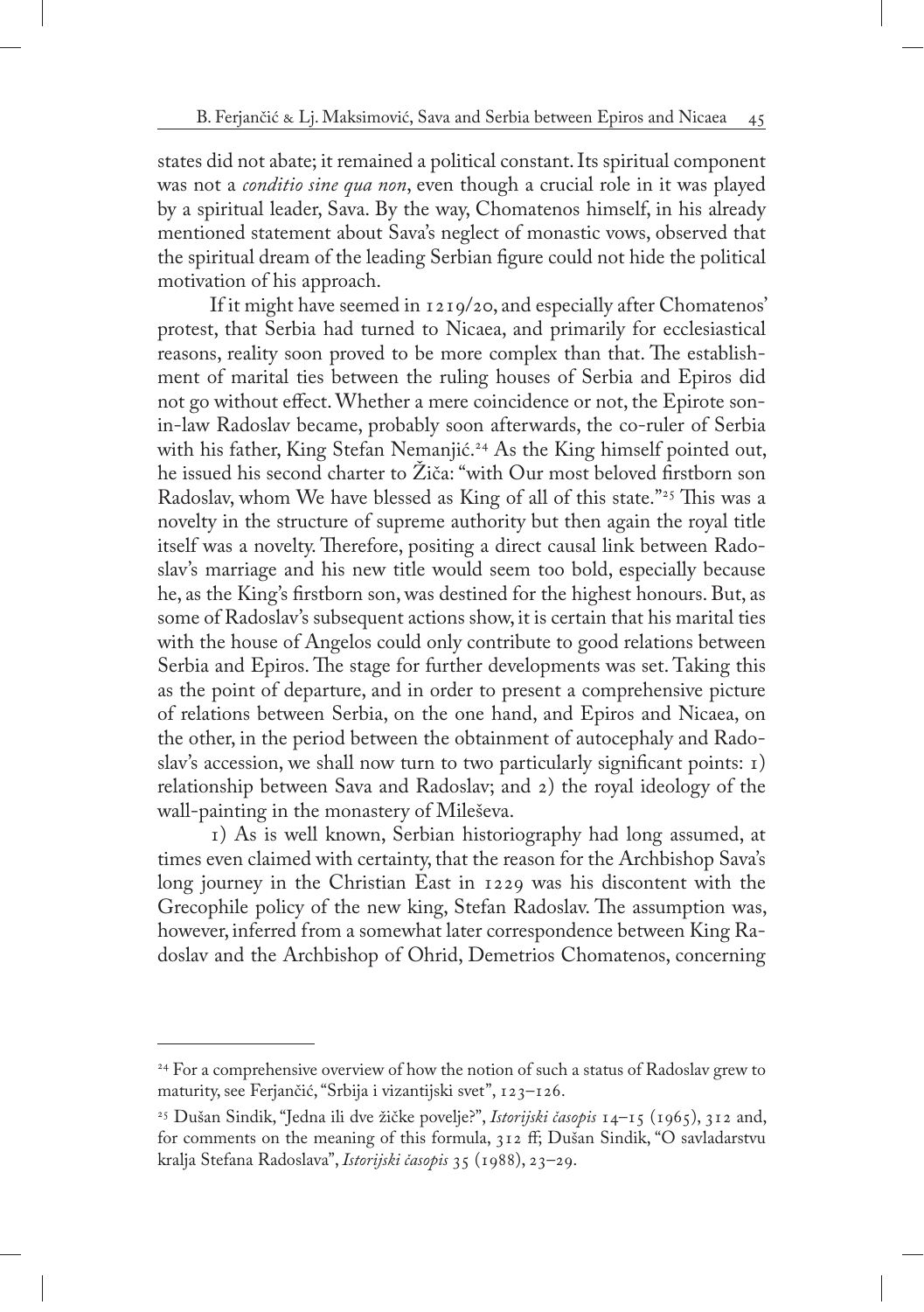states did not abate; it remained a political constant. Its spiritual component was not a *conditio sine qua non*, even though a crucial role in it was played by a spiritual leader, Sava. By the way, Chomatenos himself, in his already mentioned statement about Sava's neglect of monastic vows, observed that the spiritual dream of the leading Serbian figure could not hide the political motivation of his approach.

If it might have seemed in 1219/20, and especially after Chomatenos' protest, that Serbia had turned to Nicaea, and primarily for ecclesiastical reasons, reality soon proved to be more complex than that. The establishment of marital ties between the ruling houses of Serbia and Epiros did not go without effect. Whether a mere coincidence or not, the Epirote son-in-law Radoslav became, probably soon afterwards, the co-ruler of Serbia with his father, King Stefan Nemanjić.[24] As the King himself pointed out, he issued his second charter to Žiča: "with Our most beloved firstborn son Radoslav, whom We have blessed as King of all of this state."[25] This was a novelty in the structure of supreme authority but then again the royal title itself was a novelty. Therefore, positing a direct causal link between Radoslav's marriage and his new title would seem too bold, especially because he, as the King's firstborn son, was destined for the highest honours. But, as some of Radoslav's subsequent actions show, it is certain that his marital ties with the house of Angelos could only contribute to good relations between Serbia and Epiros. The stage for further developments was set. Taking this as the point of departure, and in order to present a comprehensive picture of relations between Serbia, on the one hand, and Epiros and Nicaea, on the other, in the period between the obtainment of autocephaly and Radoslav's accession, we shall now turn to two particularly significant points: 1) relationship between Sava and Radoslav; and 2) the royal ideology of the wall-painting in the monastery of Mileševa.

1) As is well known, Serbian historiography had long assumed, at times even claimed with certainty, that the reason for the Archbishop Sava's long journey in the Christian East in 1229 was his discontent with the Grecophile policy of the new king, Stefan Radoslav. The assumption was, however, inferred from a somewhat later correspondence between King Radoslav and the Archbishop of Ohrid, Demetrios Chomatenos, concerning

---

[24] For a comprehensive overview of how the notion of such a status of Radoslav grew to maturity, see Ferjančić, "Srbija i vizantijski svet", 123–126.

[25] Dušan Sindik, "Jedna ili dve žičke povelje?", *Istorijski časopis* 14–15 (1965), 312 and, for comments on the meaning of this formula, 312 ff; Dušan Sindik, "O savladarstvu kralja Stefana Radoslava", *Istorijski časopis* 35 (1988), 23–29.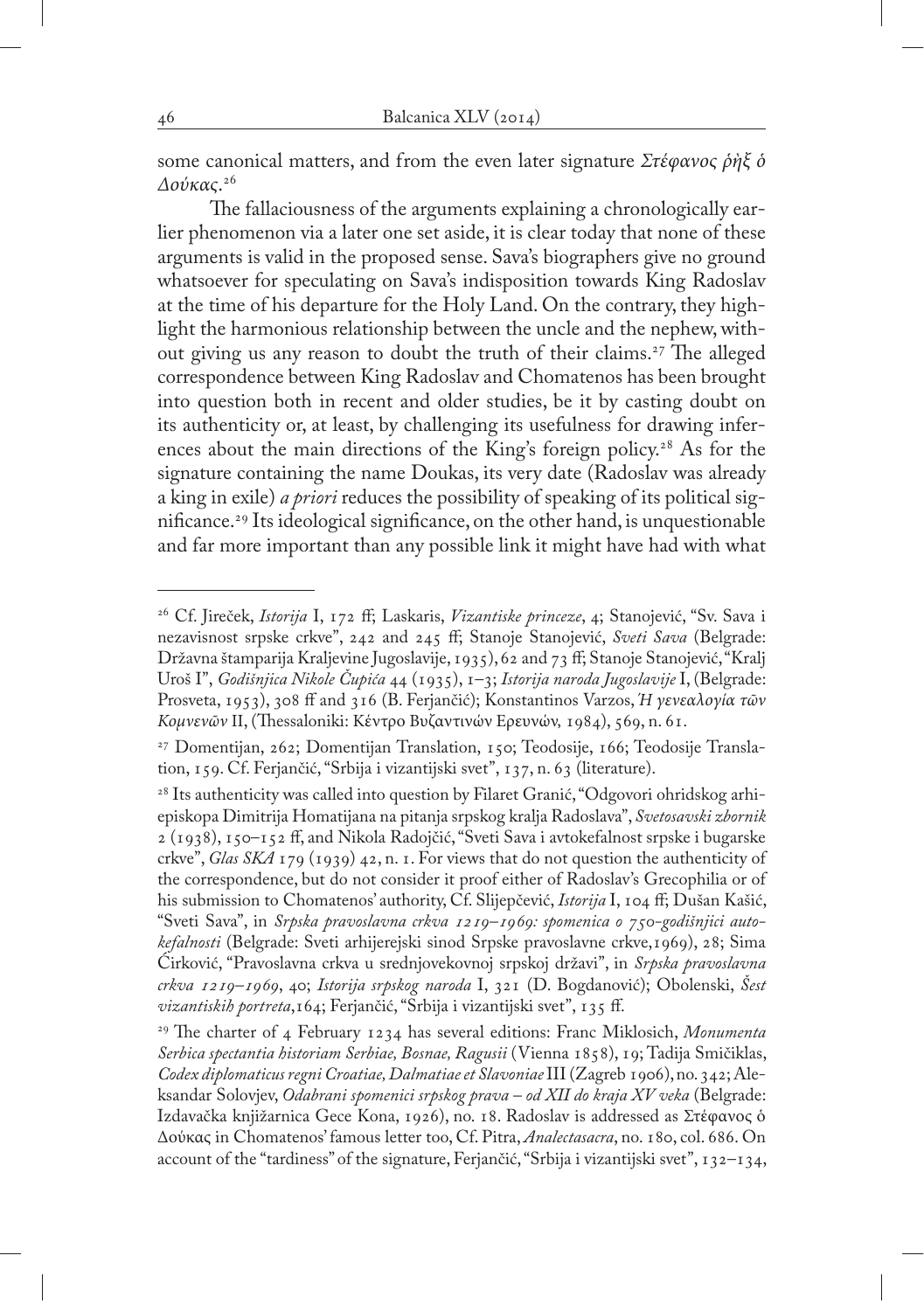some canonical matters, and from the even later signature *Στέφανος ῥὴξ ὁ Δούκας*.[26]

The fallaciousness of the arguments explaining a chronologically earlier phenomenon via a later one set aside, it is clear today that none of these arguments is valid in the proposed sense. Sava's biographers give no ground whatsoever for speculating on Sava's indisposition towards King Radoslav at the time of his departure for the Holy Land. On the contrary, they highlight the harmonious relationship between the uncle and the nephew, without giving us any reason to doubt the truth of their claims.[27] The alleged correspondence between King Radoslav and Chomatenos has been brought into question both in recent and older studies, be it by casting doubt on its authenticity or, at least, by challenging its usefulness for drawing inferences about the main directions of the King's foreign policy.[28] As for the signature containing the name Doukas, its very date (Radoslav was already a king in exile) *a priori* reduces the possibility of speaking of its political significance.[29] Its ideological significance, on the other hand, is unquestionable and far more important than any possible link it might have had with what

---

[26] Cf. Jireček, *Istorija* I, 172 ff; Laskaris, *Vizantiske princeze*, 4; Stanojević, "Sv. Sava i nezavisnost srpske crkve", 242 and 245 ff; Stanoje Stanojević, *Sveti Sava* (Belgrade: Državna štamparija Kraljevine Jugoslavije, 1935), 62 and 73 ff; Stanoje Stanojević, "Kralj Uroš I", *Godišnjica Nikole Čupića* 44 (1935), 1–3; *Istorija naroda Jugoslavije* I, (Belgrade: Prosveta, 1953), 308 ff and 316 (B. Ferjančić); Konstantinos Varzos, *Ἡ γενεαλογία τῶν Κομνενῶν* II, (Thessaloniki: Κέντρο Βυζαντινών Ερευνών, 1984), 569, n. 61.

[27] Domentijan, 262; Domentijan Translation, 150; Teodosije, 166; Teodosije Translation, 159. Cf. Ferjančić, "Srbija i vizantijski svet", 137, n. 63 (literature).

[28] Its authenticity was called into question by Filaret Granić, "Odgovori ohridskog arhiepiskopa Dimitrija Homatijana na pitanja srpskog kralja Radoslava", *Svetosavski zbornik* 2 (1938), 150–152 ff, and Nikola Radojčić, "Sveti Sava i avtokefalnost srpske i bugarske crkve", *Glas SKA* 179 (1939) 42, n. 1. For views that do not question the authenticity of the correspondence, but do not consider it proof either of Radoslav's Grecophilia or of his submission to Chomatenos' authority, Cf. Slijepčević, *Istorija* I, 104 ff; Dušan Kašić, "Sveti Sava", in *Srpska pravoslavna crkva 1219–1969: spomenica o 750-godišnjici autokefalnosti* (Belgrade: Sveti arhijerejski sinod Srpske pravoslavne crkve,1969), 28; Sima Ćirković, "Pravoslavna crkva u srednjovekovnoj srpskoj državi", in *Srpska pravoslavna crkva 1219–1969*, 40; *Istorija srpskog naroda* I, 321 (D. Bogdanović); Obolenski, *Šest vizantiskih portreta*,164; Ferjančić, "Srbija i vizantijski svet", 135 ff.

[29] The charter of 4 February 1234 has several editions: Franc Miklosich, *Monumenta Serbica spectantia historiam Serbiae, Bosnae, Ragusii* (Vienna 1858), 19; Tadija Smičiklas, *Codex diplomaticus regni Croatiae, Dalmatiae et Slavoniae* III (Zagreb 1906), no. 342; Aleksandar Solovjev, *Odabrani spomenici srpskog prava – od XII do kraja XV veka* (Belgrade: Izdavačka knjižarnica Gece Kona, 1926), no. 18. Radoslav is addressed as Στέφανος ὁ Δούκας in Chomatenos' famous letter too, Cf. Pitra, *Analectasacra*, no. 180, col. 686. On account of the "tardiness" of the signature, Ferjančić, "Srbija i vizantijski svet", 132–134,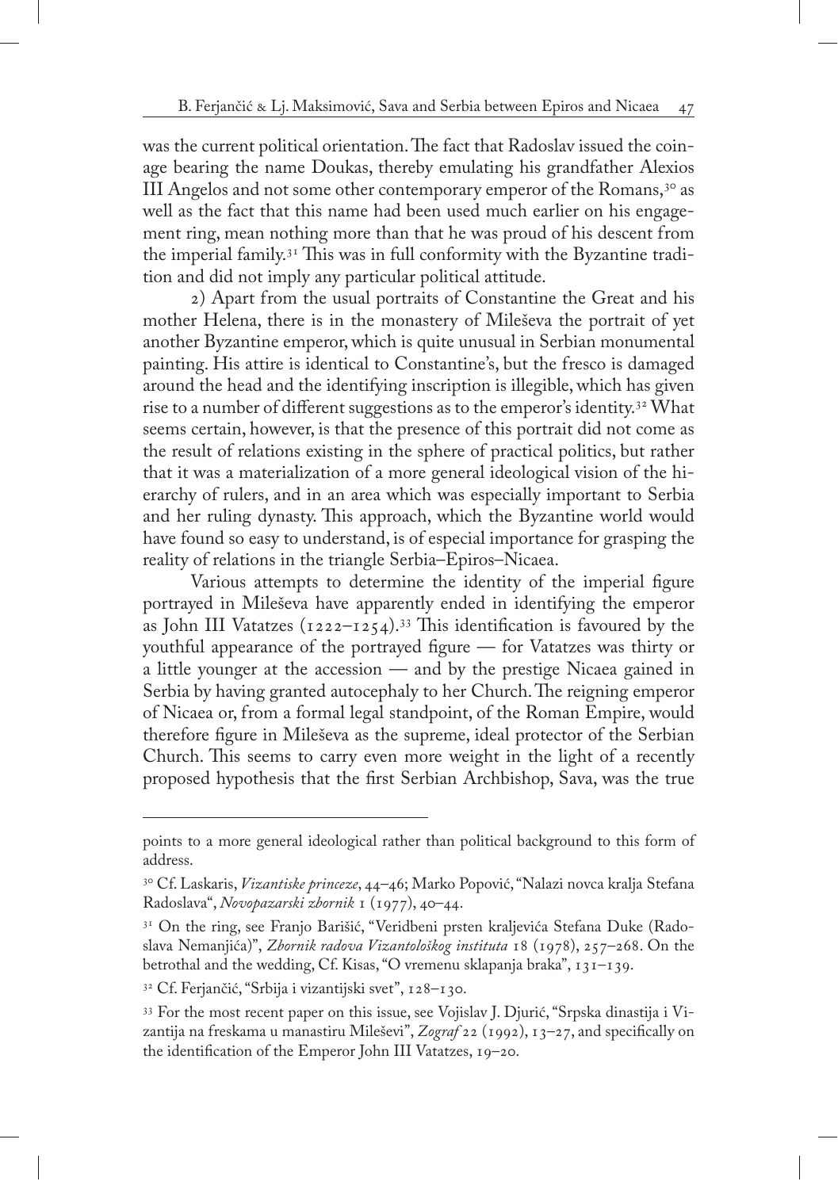was the current political orientation. The fact that Radoslav issued the coinage bearing the name Doukas, thereby emulating his grandfather Alexios III Angelos and not some other contemporary emperor of the Romans,[30] as well as the fact that this name had been used much earlier on his engagement ring, mean nothing more than that he was proud of his descent from the imperial family.[31] This was in full conformity with the Byzantine tradition and did not imply any particular political attitude.

2) Apart from the usual portraits of Constantine the Great and his mother Helena, there is in the monastery of Mileševa the portrait of yet another Byzantine emperor, which is quite unusual in Serbian monumental painting. His attire is identical to Constantine's, but the fresco is damaged around the head and the identifying inscription is illegible, which has given rise to a number of different suggestions as to the emperor's identity.[32] What seems certain, however, is that the presence of this portrait did not come as the result of relations existing in the sphere of practical politics, but rather that it was a materialization of a more general ideological vision of the hierarchy of rulers, and in an area which was especially important to Serbia and her ruling dynasty. This approach, which the Byzantine world would have found so easy to understand, is of especial importance for grasping the reality of relations in the triangle Serbia–Epiros–Nicaea.

Various attempts to determine the identity of the imperial figure portrayed in Mileševa have apparently ended in identifying the emperor as John III Vatatzes (1222–1254).[33] This identification is favoured by the youthful appearance of the portrayed figure — for Vatatzes was thirty or a little younger at the accession — and by the prestige Nicaea gained in Serbia by having granted autocephaly to her Church. The reigning emperor of Nicaea or, from a formal legal standpoint, of the Roman Empire, would therefore figure in Mileševa as the supreme, ideal protector of the Serbian Church. This seems to carry even more weight in the light of a recently proposed hypothesis that the first Serbian Archbishop, Sava, was the true

---

points to a more general ideological rather than political background to this form of address.

[30] Cf. Laskaris, *Vizantiske princeze*, 44–46; Marko Popović, "Nalazi novca kralja Stefana Radoslava", *Novopazarski zbornik* 1 (1977), 40–44.

[31] On the ring, see Franjo Barišić, "Veridbeni prsten kraljevića Stefana Duke (Radoslava Nemanjića)", *Zbornik radova Vizantološkog instituta* 18 (1978), 257–268. On the betrothal and the wedding, Cf. Kisas, "O vremenu sklapanja braka", 131–139.

[32] Cf. Ferjančić, "Srbija i vizantijski svet", 128–130.

[33] For the most recent paper on this issue, see Vojislav J. Djurić, "Srpska dinastija i Vizantija na freskama u manastiru Mileševi", *Zograf* 22 (1992), 13–27, and specifically on the identification of the Emperor John III Vatatzes, 19–20.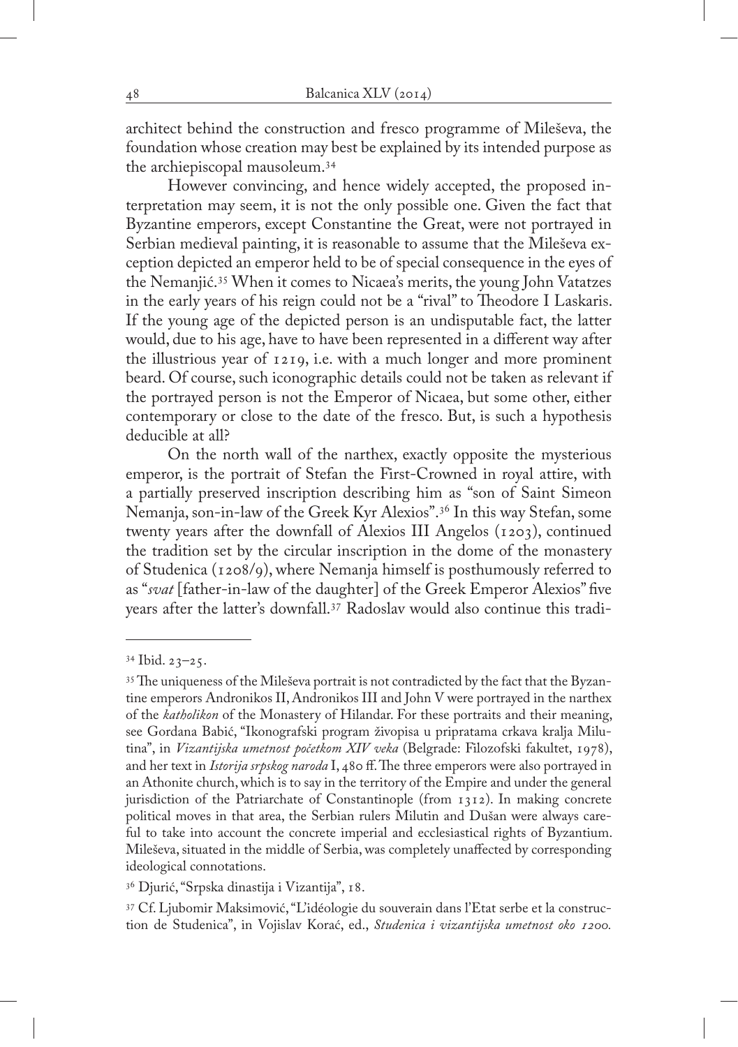architect behind the construction and fresco programme of Mileševa, the foundation whose creation may best be explained by its intended purpose as the archiepiscopal mausoleum.[34]

However convincing, and hence widely accepted, the proposed interpretation may seem, it is not the only possible one. Given the fact that Byzantine emperors, except Constantine the Great, were not portrayed in Serbian medieval painting, it is reasonable to assume that the Mileševa exception depicted an emperor held to be of special consequence in the eyes of the Nemanjić.[35] When it comes to Nicaea's merits, the young John Vatatzes in the early years of his reign could not be a "rival" to Theodore I Laskaris. If the young age of the depicted person is an undisputable fact, the latter would, due to his age, have to have been represented in a different way after the illustrious year of 1219, i.e. with a much longer and more prominent beard. Of course, such iconographic details could not be taken as relevant if the portrayed person is not the Emperor of Nicaea, but some other, either contemporary or close to the date of the fresco. But, is such a hypothesis deducible at all?

On the north wall of the narthex, exactly opposite the mysterious emperor, is the portrait of Stefan the First-Crowned in royal attire, with a partially preserved inscription describing him as "son of Saint Simeon Nemanja, son-in-law of the Greek Kyr Alexios".[36] In this way Stefan, some twenty years after the downfall of Alexios III Angelos (1203), continued the tradition set by the circular inscription in the dome of the monastery of Studenica (1208/9), where Nemanja himself is posthumously referred to as "*svat* [father-in-law of the daughter] of the Greek Emperor Alexios" five years after the latter's downfall.[37] Radoslav would also continue this tradi-

---

[34] Ibid. 23–25.

[35] The uniqueness of the Mileševa portrait is not contradicted by the fact that the Byzantine emperors Andronikos II, Andronikos III and John V were portrayed in the narthex of the *katholikon* of the Monastery of Hilandar. For these portraits and their meaning, see Gordana Babić, "Ikonografski program živopisa u pripratama crkava kralja Milutina", in *Vizantijska umetnost početkom XIV veka* (Belgrade: Filozofski fakultet, 1978), and her text in *Istorija srpskog naroda* I, 480 ff. The three emperors were also portrayed in an Athonite church, which is to say in the territory of the Empire and under the general jurisdiction of the Patriarchate of Constantinople (from 1312). In making concrete political moves in that area, the Serbian rulers Milutin and Dušan were always careful to take into account the concrete imperial and ecclesiastical rights of Byzantium. Mileševa, situated in the middle of Serbia, was completely unaffected by corresponding ideological connotations.

[36] Djurić, "Srpska dinastija i Vizantija", 18.

[37] Cf. Ljubomir Maksimović, "L'idéologie du souverain dans l'Etat serbe et la construction de Studenica", in Vojislav Korać, ed., *Studenica i vizantijska umetnost oko 1200.*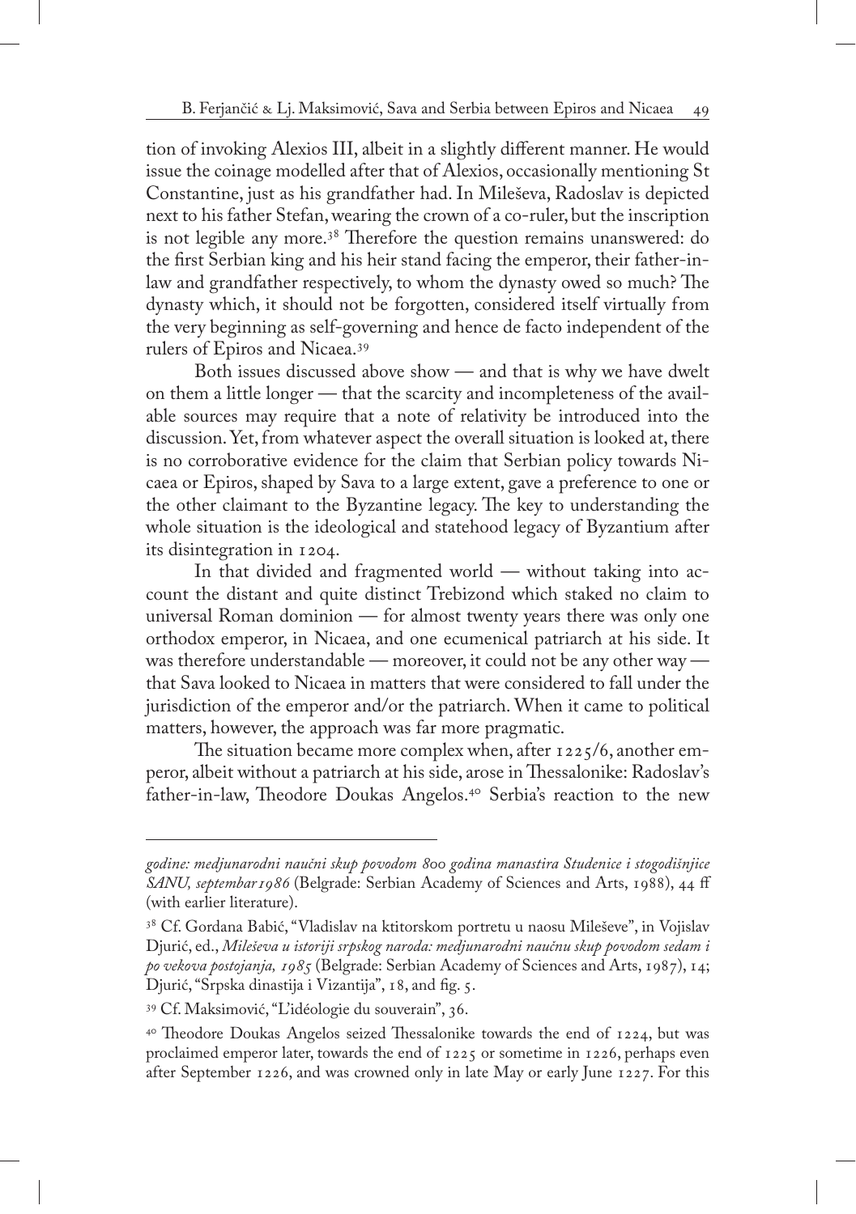tion of invoking Alexios III, albeit in a slightly different manner. He would issue the coinage modelled after that of Alexios, occasionally mentioning St Constantine, just as his grandfather had. In Mileševa, Radoslav is depicted next to his father Stefan, wearing the crown of a co-ruler, but the inscription is not legible any more.[38] Therefore the question remains unanswered: do the first Serbian king and his heir stand facing the emperor, their father-in-law and grandfather respectively, to whom the dynasty owed so much? The dynasty which, it should not be forgotten, considered itself virtually from the very beginning as self-governing and hence de facto independent of the rulers of Epiros and Nicaea.[39]

Both issues discussed above show — and that is why we have dwelt on them a little longer — that the scarcity and incompleteness of the available sources may require that a note of relativity be introduced into the discussion. Yet, from whatever aspect the overall situation is looked at, there is no corroborative evidence for the claim that Serbian policy towards Nicaea or Epiros, shaped by Sava to a large extent, gave a preference to one or the other claimant to the Byzantine legacy. The key to understanding the whole situation is the ideological and statehood legacy of Byzantium after its disintegration in 1204.

In that divided and fragmented world — without taking into account the distant and quite distinct Trebizond which staked no claim to universal Roman dominion — for almost twenty years there was only one orthodox emperor, in Nicaea, and one ecumenical patriarch at his side. It was therefore understandable — moreover, it could not be any other way — that Sava looked to Nicaea in matters that were considered to fall under the jurisdiction of the emperor and/or the patriarch. When it came to political matters, however, the approach was far more pragmatic.

The situation became more complex when, after 1225/6, another emperor, albeit without a patriarch at his side, arose in Thessalonike: Radoslav's father-in-law, Theodore Doukas Angelos.[40] Serbia's reaction to the new

---

*godine: medjunarodni naučni skup povodom 800 godina manastira Studenice i stogodišnjice SANU, septembar 1986* (Belgrade: Serbian Academy of Sciences and Arts, 1988), 44 ff (with earlier literature).

[38] Cf. Gordana Babić, "Vladislav na ktitorskom portretu u naosu Mileševe", in Vojislav Djurić, ed., *Mileševa u istoriji srpskog naroda: medjunarodni naučnu skup povodom sedam i po vekova postojanja, 1985* (Belgrade: Serbian Academy of Sciences and Arts, 1987), 14; Djurić, "Srpska dinastija i Vizantija", 18, and fig. 5.

[39] Cf. Maksimović, "L'idéologie du souverain", 36.

[40] Theodore Doukas Angelos seized Thessalonike towards the end of 1224, but was proclaimed emperor later, towards the end of 1225 or sometime in 1226, perhaps even after September 1226, and was crowned only in late May or early June 1227. For this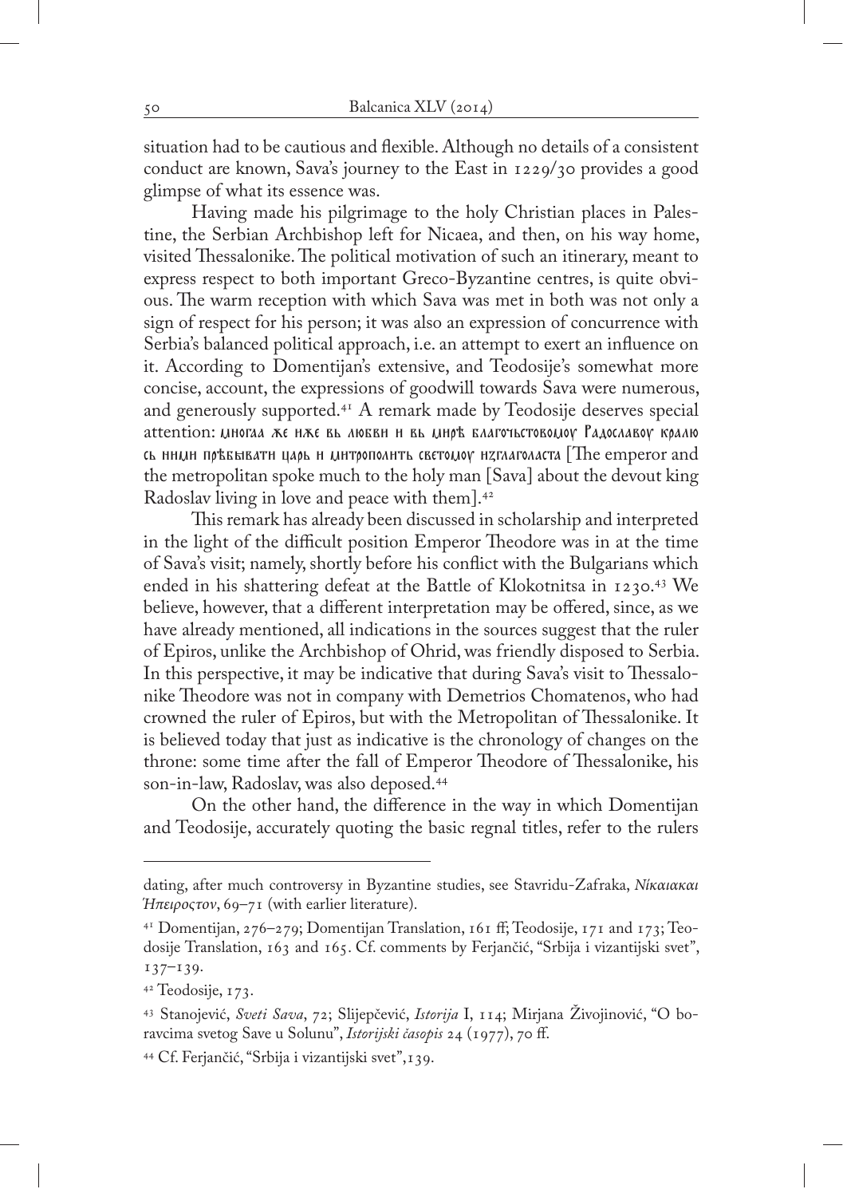situation had to be cautious and flexible. Although no details of a consistent conduct are known, Sava's journey to the East in 1229/30 provides a good glimpse of what its essence was.

Having made his pilgrimage to the holy Christian places in Palestine, the Serbian Archbishop left for Nicaea, and then, on his way home, visited Thessalonike. The political motivation of such an itinerary, meant to express respect to both important Greco-Byzantine centres, is quite obvious. The warm reception with which Sava was met in both was not only a sign of respect for his person; it was also an expression of concurrence with Serbia's balanced political approach, i.e. an attempt to exert an influence on it. According to Domentijan's extensive, and Teodosije's somewhat more concise, account, the expressions of goodwill towards Sava were numerous, and generously supported.[41] A remark made by Teodosije deserves special attention: многаа же иже вь любви и вь мирѣ благочьстовомоу Радославоу кралю сь ними прѣбывати царь и митрополить светомоу изглаголаста [The emperor and the metropolitan spoke much to the holy man [Sava] about the devout king Radoslav living in love and peace with them].[42]

This remark has already been discussed in scholarship and interpreted in the light of the difficult position Emperor Theodore was in at the time of Sava's visit; namely, shortly before his conflict with the Bulgarians which ended in his shattering defeat at the Battle of Klokotnitsa in 1230.[43] We believe, however, that a different interpretation may be offered, since, as we have already mentioned, all indications in the sources suggest that the ruler of Epiros, unlike the Archbishop of Ohrid, was friendly disposed to Serbia. In this perspective, it may be indicative that during Sava's visit to Thessalonike Theodore was not in company with Demetrios Chomatenos, who had crowned the ruler of Epiros, but with the Metropolitan of Thessalonike. It is believed today that just as indicative is the chronology of changes on the throne: some time after the fall of Emperor Theodore of Thessalonike, his son-in-law, Radoslav, was also deposed.[44]

On the other hand, the difference in the way in which Domentijan and Teodosije, accurately quoting the basic regnal titles, refer to the rulers

---

dating, after much controversy in Byzantine studies, see Stavridu-Zafraka, *Νίκαιακαι Ἤπειροςτον*, 69–71 (with earlier literature).

[41] Domentijan, 276–279; Domentijan Translation, 161 ff; Teodosije, 171 and 173; Teodosije Translation, 163 and 165. Cf. comments by Ferjančić, "Srbija i vizantijski svet", 137–139.

[42] Teodosije, 173.

[43] Stanojević, *Sveti Sava*, 72; Slijepčević, *Istorija* I, 114; Mirjana Živojinović, "O boravcima svetog Save u Solunu", *Istorijski časopis* 24 (1977), 70 ff.

[44] Cf. Ferjančić, "Srbija i vizantijski svet",139.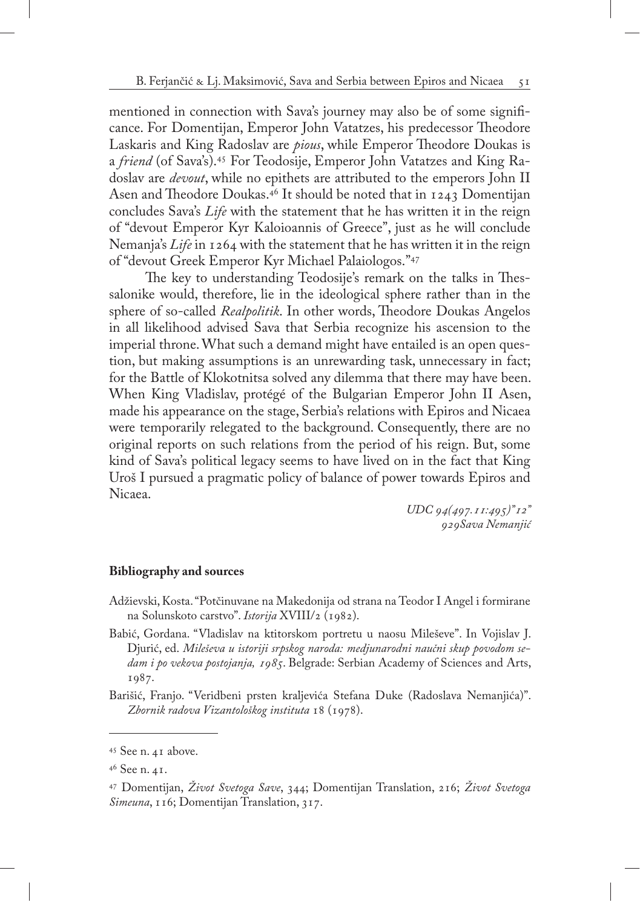mentioned in connection with Sava's journey may also be of some significance. For Domentijan, Emperor John Vatatzes, his predecessor Theodore Laskaris and King Radoslav are *pious*, while Emperor Theodore Doukas is a *friend* (of Sava's).[45] For Teodosije, Emperor John Vatatzes and King Radoslav are *devout*, while no epithets are attributed to the emperors John II Asen and Theodore Doukas.[46] It should be noted that in 1243 Domentijan concludes Sava's *Life* with the statement that he has written it in the reign of "devout Emperor Kyr Kaloioannis of Greece", just as he will conclude Nemanja's *Life* in 1264 with the statement that he has written it in the reign of "devout Greek Emperor Kyr Michael Palaiologos."[47]

The key to understanding Teodosije's remark on the talks in Thessalonike would, therefore, lie in the ideological sphere rather than in the sphere of so-called *Realpolitik*. In other words, Theodore Doukas Angelos in all likelihood advised Sava that Serbia recognize his ascension to the imperial throne. What such a demand might have entailed is an open question, but making assumptions is an unrewarding task, unnecessary in fact; for the Battle of Klokotnitsa solved any dilemma that there may have been. When King Vladislav, protégé of the Bulgarian Emperor John II Asen, made his appearance on the stage, Serbia's relations with Epiros and Nicaea were temporarily relegated to the background. Consequently, there are no original reports on such relations from the period of his reign. But, some kind of Sava's political legacy seems to have lived on in the fact that King Uroš I pursued a pragmatic policy of balance of power towards Epiros and Nicaea.

*UDC 94(497.11:495)"12"*
*929Sava Nemanjić*

**Bibliography and sources**

Adžievski, Kosta. "Potčinuvane na Makedonija od strana na Teodor I Angel i formirane na Solunskoto carstvo". *Istorija* XVIII/2 (1982).

Babić, Gordana. "Vladislav na ktitorskom portretu u naosu Mileševe". In Vojislav J. Djurić, ed. *Mileševa u istoriji srpskog naroda: medjunarodni naučni skup povodom sedam i po vekova postojanja, 1985*. Belgrade: Serbian Academy of Sciences and Arts, 1987.

Barišić, Franjo. "Veridbeni prsten kraljevića Stefana Duke (Radoslava Nemanjića)". *Zbornik radova Vizantološkog instituta* 18 (1978).

---

[45] See n. 41 above.

[46] See n. 41.

[47] Domentijan, *Život Svetoga Save*, 344; Domentijan Translation, 216; *Život Svetoga Simeuna*, 116; Domentijan Translation, 317.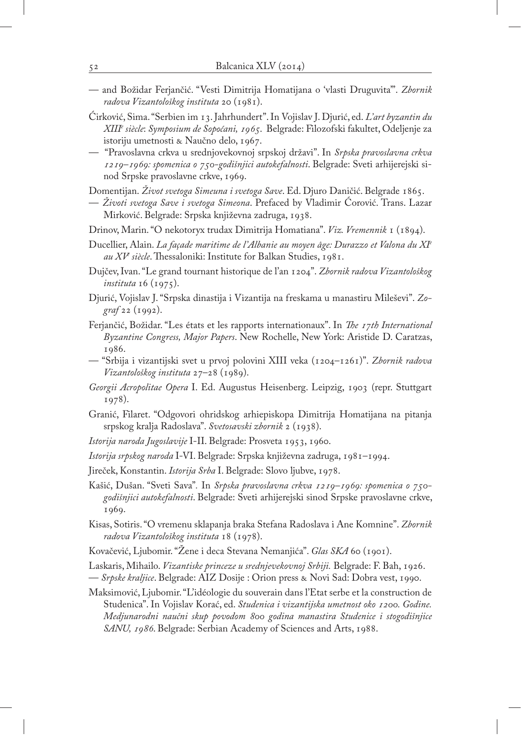— and Božidar Ferjančić. "Vesti Dimitrija Homatijana o 'vlasti Druguvita'". *Zbornik radova Vizantološkog instituta* 20 (1981).

Ćirković, Sima. "Serbien im 13. Jahrhundert". In Vojislav J. Djurić, ed. *L'art byzantin du XIII[e] siècle*: *Symposium de Sopoćani, 1965*. Belgrade: Filozofski fakultet, Odeljenje za istoriju umetnosti & Naučno delo, 1967.

— "Pravoslavna crkva u srednjovekovnoj srpskoj državi". In *Srpska pravoslavna crkva 1219–1969: spomenica o 750-godišnjici autokefalnosti*. Belgrade: Sveti arhijerejski sinod Srpske pravoslavne crkve, 1969.

Domentijan. *Život svetoga Simeuna i svetoga Save*. Ed. Djuro Daničić. Belgrade 1865.

— *Životi svetoga Save i svetoga Simeona*. Prefaced by Vladimir Ćorović. Trans. Lazar Mirković. Belgrade: Srpska književna zadruga, 1938.

Drinov, Marin. "O nekotoryx trudax Dimitrija Homatiana". *Viz. Vremennik* 1 (1894).

Ducellier, Alain. *La façade maritime de l'Albanie au moyen âge: Durazzo et Valona du XI[e] au XV[e] siècle*. Thessaloniki: Institute for Balkan Studies, 1981.

Dujčev, Ivan. "Le grand tournant historique de l'an 1204". *Zbornik radova Vizantološkog instituta* 16 (1975).

Djurić, Vojislav J. "Srpska dinastija i Vizantija na freskama u manastiru Mileševi". *Zograf* 22 (1992).

Ferjančić, Božidar. "Les états et les rapports internationaux". In *The 17th International Byzantine Congress, Major Papers*. New Rochelle, New York: Aristide D. Caratzas, 1986.

— "Srbija i vizantijski svet u prvoj polovini XIII veka (1204–1261)". *Zbornik radova Vizantološkog instituta* 27–28 (1989).

*Georgii Acropolitae Opera* I. Ed. Augustus Heisenberg. Leipzig, 1903 (repr. Stuttgart 1978).

Granić, Filaret. "Odgovori ohridskog arhiepiskopa Dimitrija Homatijana na pitanja srpskog kralja Radoslava". *Svetosavski zbornik* 2 (1938).

*Istorija naroda Jugoslavije* I-II. Belgrade: Prosveta 1953, 1960.

*Istorija srpskog naroda* I-VI. Belgrade: Srpska književna zadruga, 1981–1994.

Jireček, Konstantin. *Istorija Srba* I. Belgrade: Slovo ljubve, 1978.

Kašić, Dušan. "Sveti Sava". In *Srpska pravoslavna crkva 1219–1969: spomenica o 750-godišnjici autokefalnosti*. Belgrade: Sveti arhijerejski sinod Srpske pravoslavne crkve, 1969.

Kisas, Sotiris. "O vremenu sklapanja braka Stefana Radoslava i Ane Komnine". *Zbornik radova Vizantološkog instituta* 18 (1978).

Kovačević, Ljubomir. "Žene i deca Stevana Nemanjića". *Glas SKA* 60 (1901).

Laskaris, Mihailo. *Vizantiske princeze u srednjevekovnoj Srbiji.* Belgrade: F. Bah, 1926.

— *Srpske kraljice*. Belgrade: AIZ Dosije : Orion press & Novi Sad: Dobra vest, 1990.

Maksimović, Ljubomir. "L'idéologie du souverain dans l'Etat serbe et la construction de Studenica". In Vojislav Korać, ed. *Studenica i vizantijska umetnost oko 1200. Godine. Medjunarodni naučni skup povodom 800 godina manastira Studenice i stogodišnjice SANU, 1986*. Belgrade: Serbian Academy of Sciences and Arts, 1988.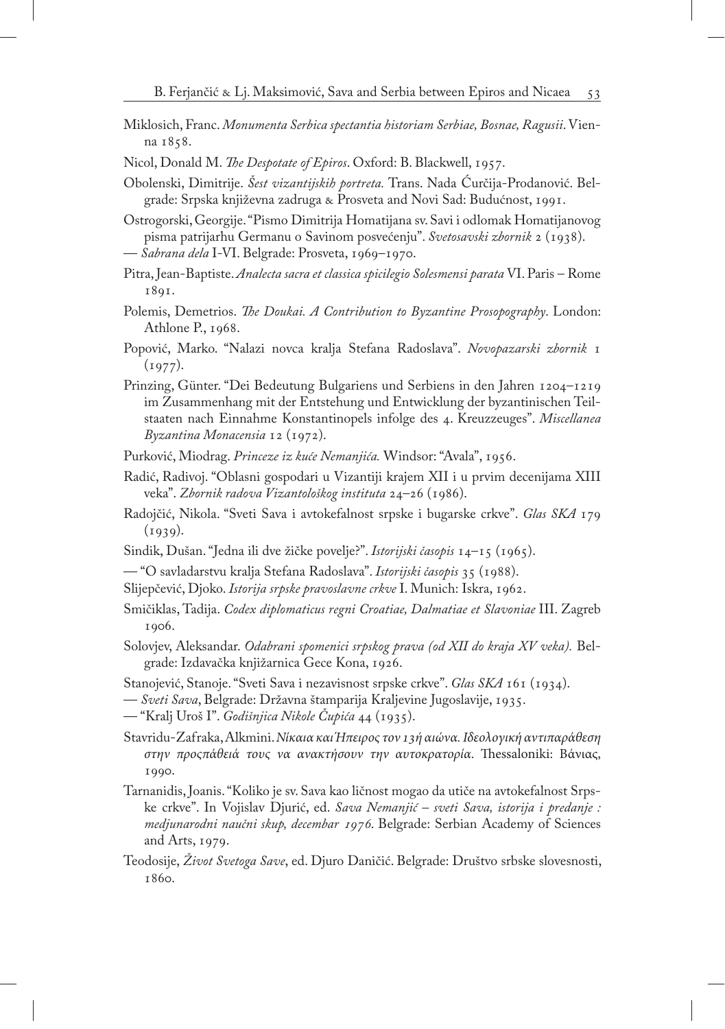Miklosich, Franc. *Monumenta Serbica spectantia historiam Serbiae, Bosnae, Ragusii*. Vienna 1858.

Nicol, Donald M. *The Despotate of Epiros*. Oxford: B. Blackwell, 1957.

Obolenski, Dimitrije. *Šest vizantijskih portreta.* Trans. Nada Ćurčija-Prodanović. Belgrade: Srpska književna zadruga & Prosveta and Novi Sad: Budućnost, 1991.

Ostrogorski, Georgije. "Pismo Dimitrija Homatijana sv. Savi i odlomak Homatijanovog pisma patrijarhu Germanu o Savinom posvećenju". *Svetosavski zbornik* 2 (1938).

— *Sabrana dela* I-VI. Belgrade: Prosveta, 1969–1970.

Pitra, Jean-Baptiste. *Analecta sacra et classica spicilegio Solesmensi parata* VI. Paris – Rome 1891.

Polemis, Demetrios. *The Doukai. A Contribution to Byzantine Prosopography*. London: Athlone P., 1968.

Popović, Marko. "Nalazi novca kralja Stefana Radoslava". *Novopazarski zbornik* 1 (1977).

Prinzing, Günter. "Dei Bedeutung Bulgariens und Serbiens in den Jahren 1204–1219 im Zusammenhang mit der Entstehung und Entwicklung der byzantinischen Teilstaaten nach Einnahme Konstantinopels infolge des 4. Kreuzzeuges". *Miscellanea Byzantina Monacensia* 12 (1972).

Purković, Miodrag. *Princeze iz kuće Nemanjića.* Windsor: "Avala", 1956.

Radić, Radivoj. "Oblasni gospodari u Vizantiji krajem XII i u prvim decenijama XIII veka". *Zbornik radova Vizantološkog instituta* 24–26 (1986).

Radojčić, Nikola. "Sveti Sava i avtokefalnost srpske i bugarske crkve". *Glas SKA* 179 (1939).

Sindik, Dušan. "Jedna ili dve žičke povelje?". *Istorijski časopis* 14–15 (1965).

— "O savladarstvu kralja Stefana Radoslava". *Istorijski časopis* 35 (1988).

Slijepčević, Djoko. *Istorija srpske pravoslavne crkve* I. Munich: Iskra, 1962.

Smičiklas, Tadija. *Codex diplomaticus regni Croatiae, Dalmatiae et Slavoniae* III. Zagreb 1906.

Solovjev, Aleksandar. *Odabrani spomenici srpskog prava (od XII do kraja XV veka).* Belgrade: Izdavačka knjižarnica Gece Kona, 1926.

Stanojević, Stanoje. "Sveti Sava i nezavisnost srpske crkve". *Glas SKA* 161 (1934).

— *Sveti Sava*, Belgrade: Državna štamparija Kraljevine Jugoslavije, 1935.

— "Kralj Uroš I". *Godišnjica Nikole Čupića* 44 (1935).

Stavridu-Zafraka, Alkmini. *Νίκαια και Ήπειρος τον 13ή αιώνα. Ιδεολογική αντιπαράθεση στην προσπάθειά τους να ανακτήσουν την αυτοκρατορία*. Thessaloniki: Βάνιας, 1990.

Tarnanidis, Joanis. "Koliko je sv. Sava kao ličnost mogao da utiče na avtokefalnost Srpske crkve". In Vojislav Djurić, ed. *Sava Nemanjić – sveti Sava, istorija i predanje : medjunarodni naučni skup, decembar 1976*. Belgrade: Serbian Academy of Sciences and Arts, 1979.

Teodosije, *Život Svetoga Save*, ed. Djuro Daničić. Belgrade: Društvo srbske slovesnosti, 1860.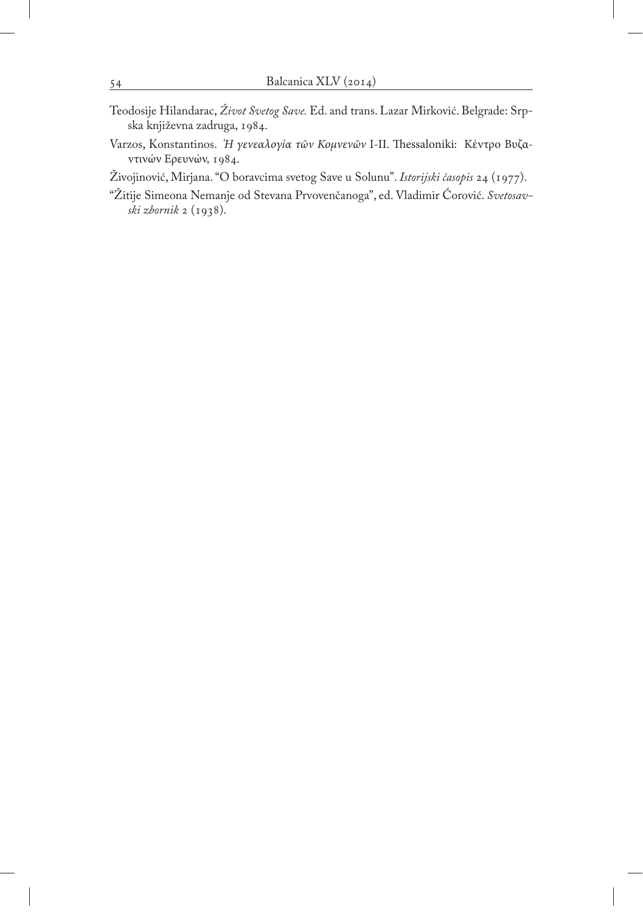Teodosije Hilandarac, *Život Svetog Save.* Ed. and trans. Lazar Mirković. Belgrade: Srpska književna zadruga, 1984.

Varzos, Konstantinos. *Ἡ γενεαλογία τῶν Κομνενῶν* I-II. Thessaloniki: Κέντρο Βυζαντινών Ερευνών, 1984.

Živojinović, Mirjana. "O boravcima svetog Save u Solunu". *Istorijski časopis* 24 (1977).

"Žitije Simeona Nemanje od Stevana Prvovenčanoga", ed. Vladimir Ćorović. *Svetosavski zbornik* 2 (1938).